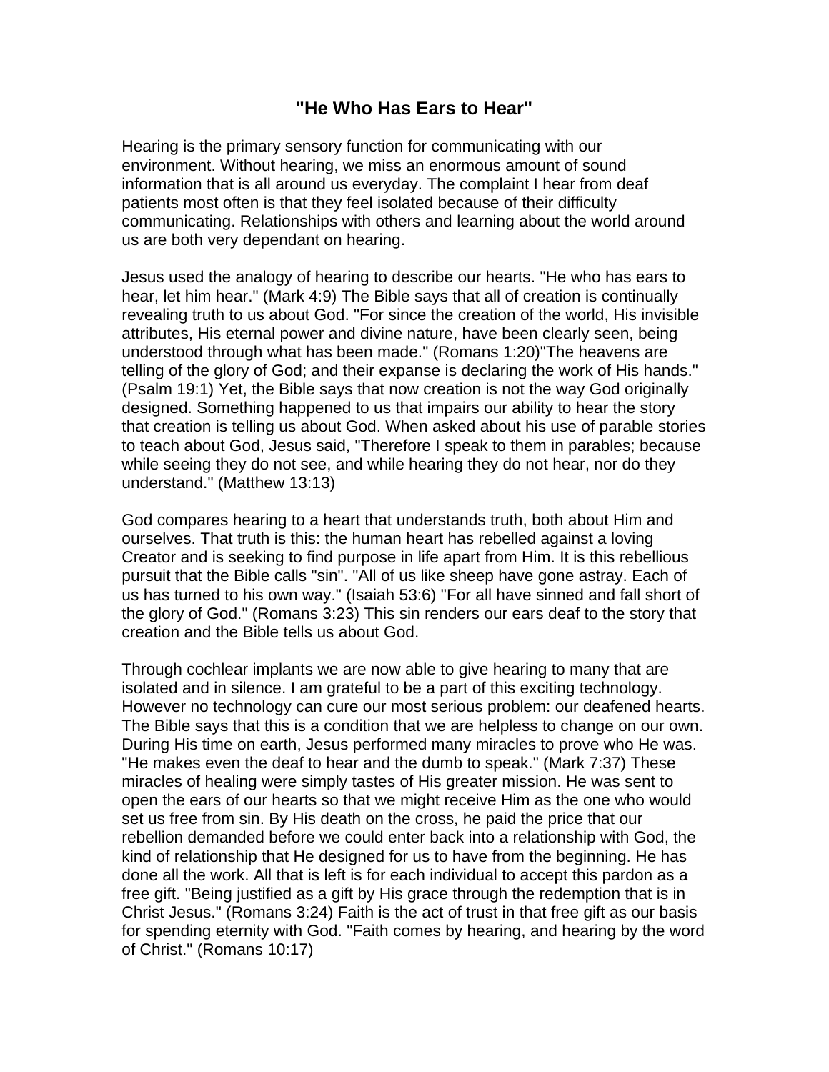# "He Who Has Ears to Hear"

Hearing is the primary sensory function for communicating with our environment. Without hearing, we miss an enormous amount of sound information that is all around us everyday. The complaint I hear from deaf patients most often is that they feel isolated because of their difficulty communicating. Relationships with others and learning about the world around us are both very dependant on hearing.

Jesus used the analogy of hearing to describe our hearts. "He who has ears to hear, let him hear." (Mark 4:9) The Bible says that all of creation is continually revealing truth to us about God. "For since the creation of the world, His invisible attributes, His eternal power and divine nature, have been clearly seen, being understood through what has been made." (Romans 1:20)"The heavens are telling of the glory of God; and their expanse is declaring the work of His hands." (Psalm 19:1) Yet, the Bible says that now creation is not the way God originally designed. Something happened to us that impairs our ability to hear the story that creation is telling us about God. When asked about his use of parable stories to teach about God, Jesus said, "Therefore I speak to them in parables; because while seeing they do not see, and while hearing they do not hear, nor do they understand." (Matthew 13:13)

God compares hearing to a heart that understands truth, both about Him and ourselves. That truth is this: the human heart has rebelled against a loving Creator and is seeking to find purpose in life apart from Him. It is this rebellious pursuit that the Bible calls "sin". "All of us like sheep have gone astray. Each of us has turned to his own way." (Isaiah 53:6) "For all have sinned and fall short of the glory of God." (Romans 3:23) This sin renders our ears deaf to the story that creation and the Bible tells us about God.

Through cochlear implants we are now able to give hearing to many that are isolated and in silence. I am grateful to be a part of this exciting technology. However no technology can cure our most serious problem: our deafened hearts. The Bible says that this is a condition that we are helpless to change on our own. During His time on earth, Jesus performed many miracles to prove who He was. "He makes even the deaf to hear and the dumb to speak." (Mark 7:37) These miracles of healing were simply tastes of His greater mission. He was sent to open the ears of our hearts so that we might receive Him as the one who would set us free from sin. By His death on the cross, he paid the price that our rebellion demanded before we could enter back into a relationship with God, the kind of relationship that He designed for us to have from the beginning. He has done all the work. All that is left is for each individual to accept this pardon as a free gift. "Being justified as a gift by His grace through the redemption that is in Christ Jesus." (Romans 3:24) Faith is the act of trust in that free gift as our basis for spending eternity with God. "Faith comes by hearing, and hearing by the word of Christ." (Romans 10:17)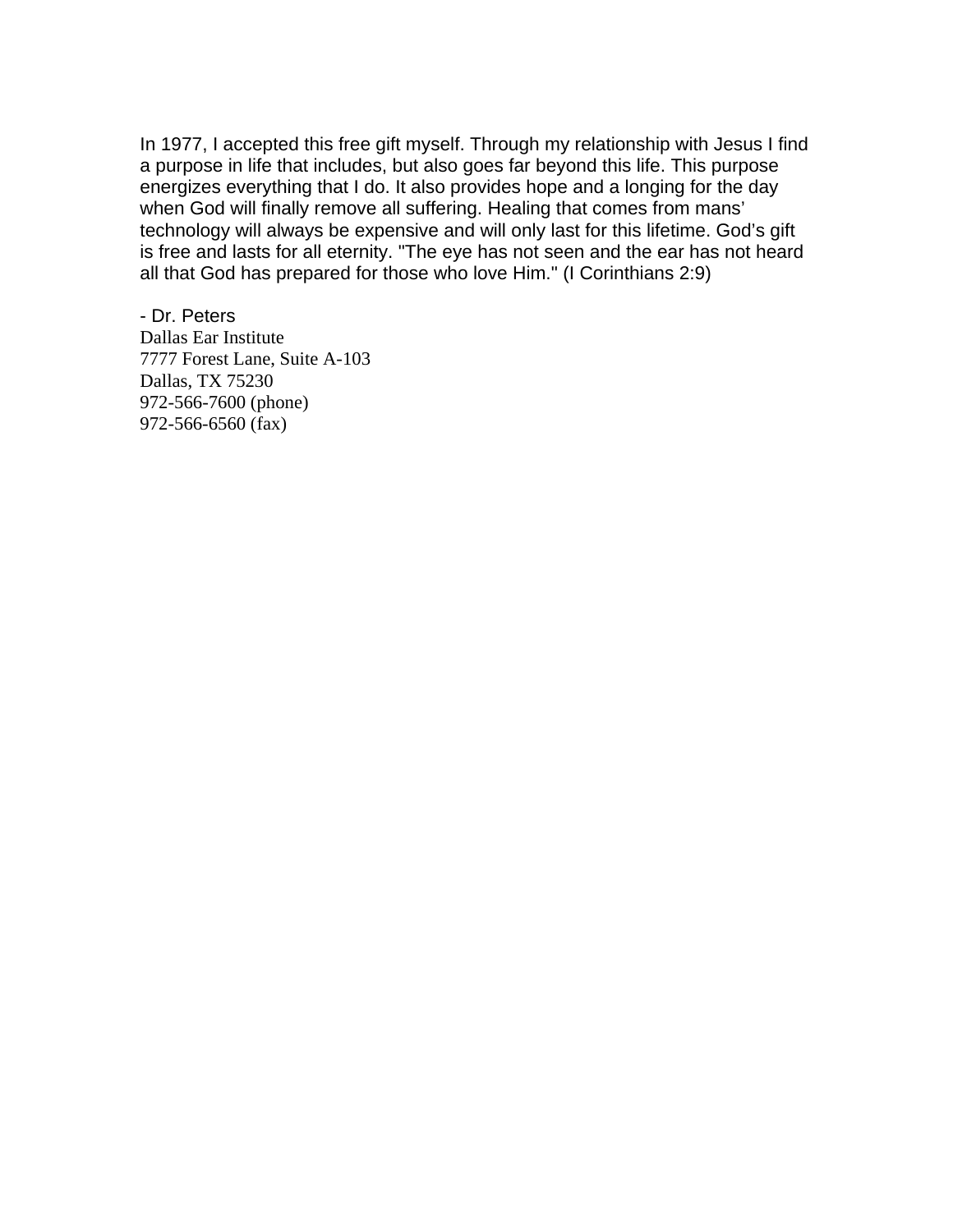In 1977, I accepted this free gift myself. Through my relationship with Jesus I find a purpose in life that includes, but also goes far beyond this life. This purpose energizes everything that I do. It also provides hope and a longing for the day when God will finally remove all suffering. Healing that comes from mans' technology will always be expensive and will only last for this lifetime. God's gift is free and lasts for all eternity. "The eye has not seen and the ear has not heard all that God has prepared for those who love Him." (I Corinthians 2:9)

- Dr. Peters  
Dallas Ear Institute  
7777 Forest Lane, Suite A-103  
Dallas, TX 75230  
972-566-7600 (phone)  
972-566-6560 (fax)